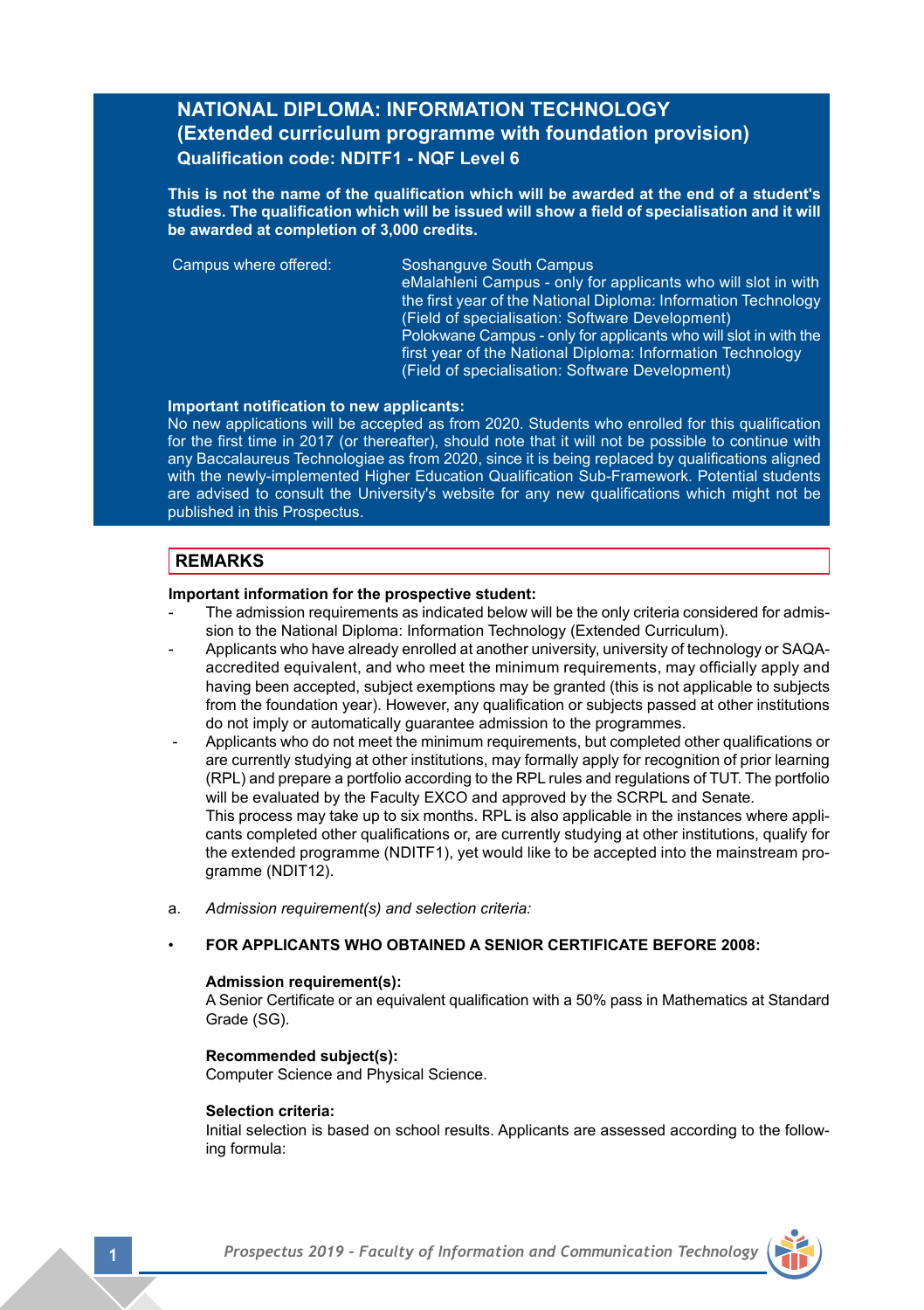# NATIONAL DIPLOMA: INFORMATION TECHNOLOGY
## (Extended curriculum programme with foundation provision)
### Qualification code: NDITF1 - NQF Level 6

**This is not the name of the qualification which will be awarded at the end of a student's studies. The qualification which will be issued will show a field of specialisation and it will be awarded at completion of 3,000 credits.**

| Campus where offered: | Soshanguve South Campus<br>eMalahleni Campus - only for applicants who will slot in with the first year of the National Diploma: Information Technology (Field of specialisation: Software Development)<br>Polokwane Campus - only for applicants who will slot in with the first year of the National Diploma: Information Technology (Field of specialisation: Software Development) |
|---|---|

**Important notification to new applicants:**
No new applications will be accepted as from 2020. Students who enrolled for this qualification for the first time in 2017 (or thereafter), should note that it will not be possible to continue with any Baccalaureus Technologiae as from 2020, since it is being replaced by qualifications aligned with the newly-implemented Higher Education Qualification Sub-Framework. Potential students are advised to consult the University's website for any new qualifications which might not be published in this Prospectus.

## REMARKS

**Important information for the prospective student:**

- The admission requirements as indicated below will be the only criteria considered for admission to the National Diploma: Information Technology (Extended Curriculum).
- Applicants who have already enrolled at another university, university of technology or SAQA-accredited equivalent, and who meet the minimum requirements, may officially apply and having been accepted, subject exemptions may be granted (this is not applicable to subjects from the foundation year). However, any qualification or subjects passed at other institutions do not imply or automatically guarantee admission to the programmes.
- Applicants who do not meet the minimum requirements, but completed other qualifications or are currently studying at other institutions, may formally apply for recognition of prior learning (RPL) and prepare a portfolio according to the RPL rules and regulations of TUT. The portfolio will be evaluated by the Faculty EXCO and approved by the SCRPL and Senate.
  This process may take up to six months. RPL is also applicable in the instances where applicants completed other qualifications or, are currently studying at other institutions, qualify for the extended programme (NDITF1), yet would like to be accepted into the mainstream programme (NDIT12).

a. *Admission requirement(s) and selection criteria:*

- **FOR APPLICANTS WHO OBTAINED A SENIOR CERTIFICATE BEFORE 2008:**

  **Admission requirement(s):**
  A Senior Certificate or an equivalent qualification with a 50% pass in Mathematics at Standard Grade (SG).

  **Recommended subject(s):**
  Computer Science and Physical Science.

  **Selection criteria:**
  Initial selection is based on school results. Applicants are assessed according to the following formula: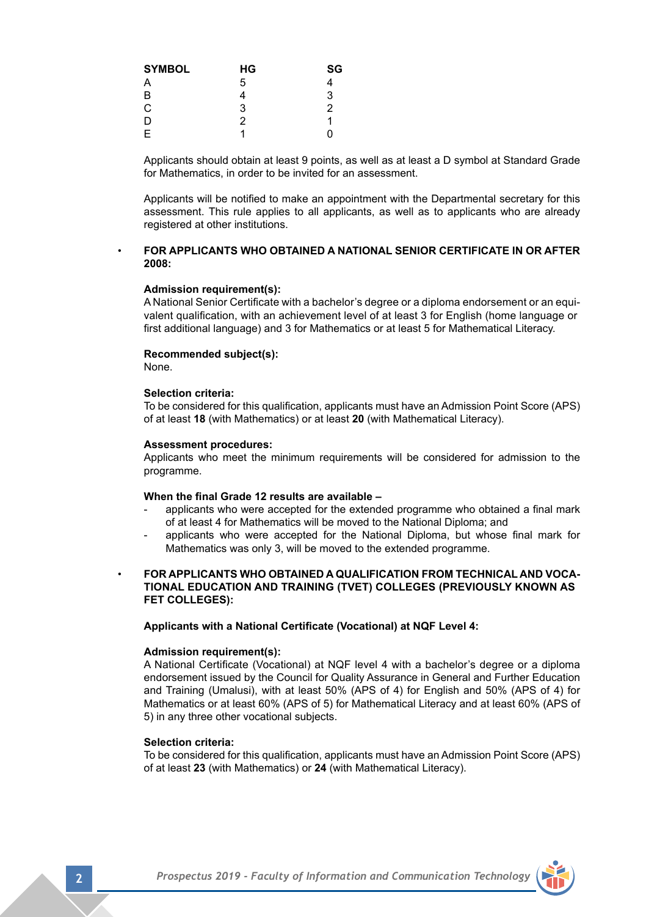| SYMBOL | HG | SG |
|---|---|---|
| A | 5 | 4 |
| B | 4 | 3 |
| C | 3 | 2 |
| D | 2 | 1 |
| E | 1 | 0 |

Applicants should obtain at least 9 points, as well as at least a D symbol at Standard Grade for Mathematics, in order to be invited for an assessment.

Applicants will be notified to make an appointment with the Departmental secretary for this assessment. This rule applies to all applicants, as well as to applicants who are already registered at other institutions.

- **FOR APPLICANTS WHO OBTAINED A NATIONAL SENIOR CERTIFICATE IN OR AFTER 2008:**

**Admission requirement(s):**
A National Senior Certificate with a bachelor's degree or a diploma endorsement or an equivalent qualification, with an achievement level of at least 3 for English (home language or first additional language) and 3 for Mathematics or at least 5 for Mathematical Literacy.

**Recommended subject(s):**
None.

**Selection criteria:**
To be considered for this qualification, applicants must have an Admission Point Score (APS) of at least **18** (with Mathematics) or at least **20** (with Mathematical Literacy).

**Assessment procedures:**
Applicants who meet the minimum requirements will be considered for admission to the programme.

**When the final Grade 12 results are available –**

- applicants who were accepted for the extended programme who obtained a final mark of at least 4 for Mathematics will be moved to the National Diploma; and
- applicants who were accepted for the National Diploma, but whose final mark for Mathematics was only 3, will be moved to the extended programme.

- **FOR APPLICANTS WHO OBTAINED A QUALIFICATION FROM TECHNICAL AND VOCATIONAL EDUCATION AND TRAINING (TVET) COLLEGES (PREVIOUSLY KNOWN AS FET COLLEGES):**

**Applicants with a National Certificate (Vocational) at NQF Level 4:**

**Admission requirement(s):**
A National Certificate (Vocational) at NQF level 4 with a bachelor's degree or a diploma endorsement issued by the Council for Quality Assurance in General and Further Education and Training (Umalusi), with at least 50% (APS of 4) for English and 50% (APS of 4) for Mathematics or at least 60% (APS of 5) for Mathematical Literacy and at least 60% (APS of 5) in any three other vocational subjects.

**Selection criteria:**
To be considered for this qualification, applicants must have an Admission Point Score (APS) of at least **23** (with Mathematics) or **24** (with Mathematical Literacy).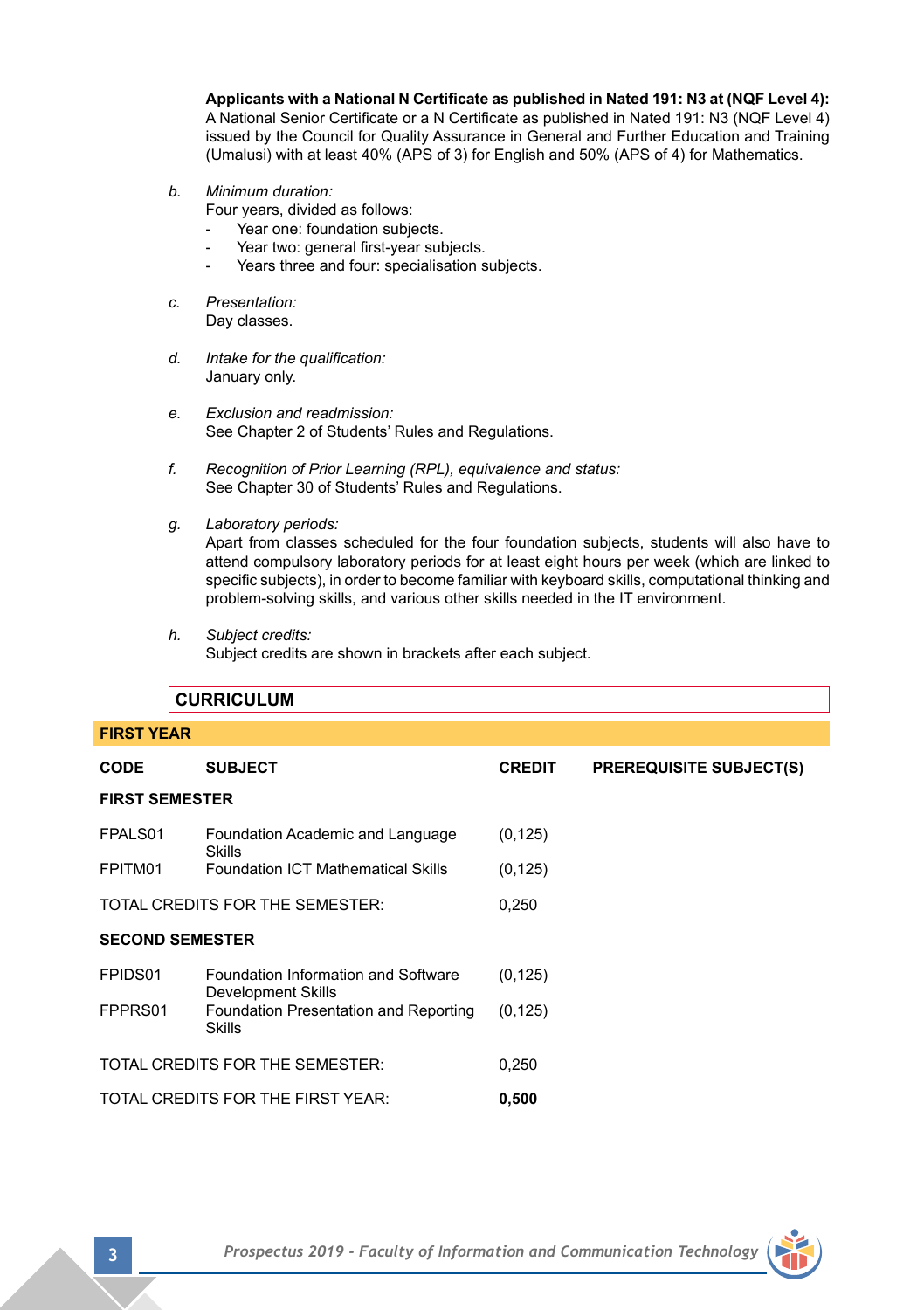**Applicants with a National N Certificate as published in Nated 191: N3 at (NQF Level 4):**
A National Senior Certificate or a N Certificate as published in Nated 191: N3 (NQF Level 4) issued by the Council for Quality Assurance in General and Further Education and Training (Umalusi) with at least 40% (APS of 3) for English and 50% (APS of 4) for Mathematics.

b. *Minimum duration:*
Four years, divided as follows:
- Year one: foundation subjects.
- Year two: general first-year subjects.
- Years three and four: specialisation subjects.

c. *Presentation:*
Day classes.

d. *Intake for the qualification:*
January only.

e. *Exclusion and readmission:*
See Chapter 2 of Students' Rules and Regulations.

f. *Recognition of Prior Learning (RPL), equivalence and status:*
See Chapter 30 of Students' Rules and Regulations.

g. *Laboratory periods:*
Apart from classes scheduled for the four foundation subjects, students will also have to attend compulsory laboratory periods for at least eight hours per week (which are linked to specific subjects), in order to become familiar with keyboard skills, computational thinking and problem-solving skills, and various other skills needed in the IT environment.

h. *Subject credits:*
Subject credits are shown in brackets after each subject.

## CURRICULUM

### FIRST YEAR

| CODE | SUBJECT | CREDIT | PREREQUISITE SUBJECT(S) |
|---|---|---|---|
| **FIRST SEMESTER** | | | |
| FPALS01 | Foundation Academic and Language Skills | (0,125) | |
| FPITM01 | Foundation ICT Mathematical Skills | (0,125) | |
| TOTAL CREDITS FOR THE SEMESTER: | | 0,250 | |
| **SECOND SEMESTER** | | | |
| FPIDS01 | Foundation Information and Software Development Skills | (0,125) | |
| FPPRS01 | Foundation Presentation and Reporting Skills | (0,125) | |
| TOTAL CREDITS FOR THE SEMESTER: | | 0,250 | |
| TOTAL CREDITS FOR THE FIRST YEAR: | | **0,500** | |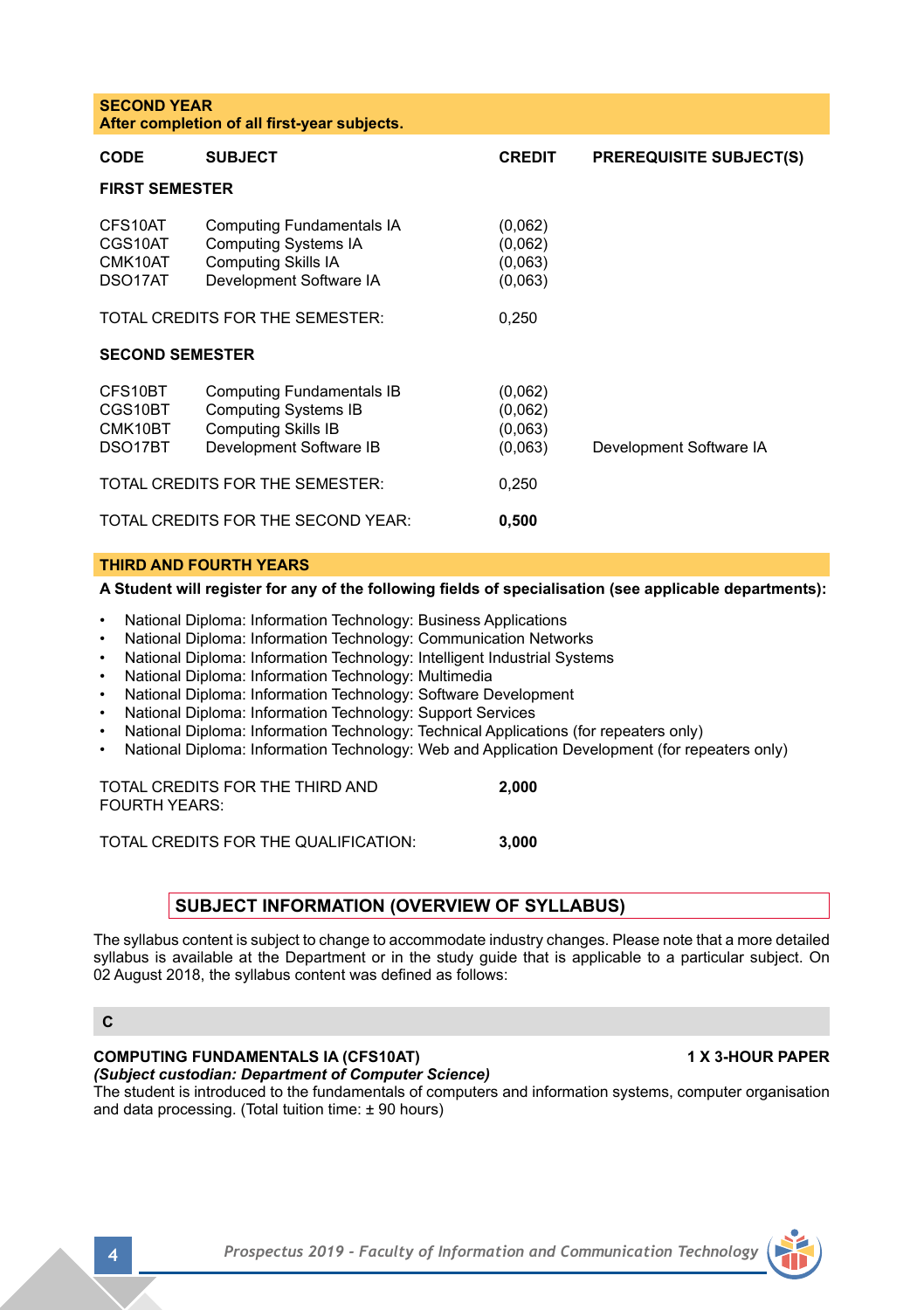**SECOND YEAR**
**After completion of all first-year subjects.**

| CODE | SUBJECT | CREDIT | PREREQUISITE SUBJECT(S) |
|---|---|---|---|
| **FIRST SEMESTER** | | | |
| CFS10AT | Computing Fundamentals IA | (0,062) | |
| CGS10AT | Computing Systems IA | (0,062) | |
| CMK10AT | Computing Skills IA | (0,063) | |
| DSO17AT | Development Software IA | (0,063) | |
| TOTAL CREDITS FOR THE SEMESTER: | | 0,250 | |
| **SECOND SEMESTER** | | | |
| CFS10BT | Computing Fundamentals IB | (0,062) | |
| CGS10BT | Computing Systems IB | (0,062) | |
| CMK10BT | Computing Skills IB | (0,063) | |
| DSO17BT | Development Software IB | (0,063) | Development Software IA |
| TOTAL CREDITS FOR THE SEMESTER: | | 0,250 | |
| TOTAL CREDITS FOR THE SECOND YEAR: | | **0,500** | |

**THIRD AND FOURTH YEARS**

**A Student will register for any of the following fields of specialisation (see applicable departments):**

- National Diploma: Information Technology: Business Applications
- National Diploma: Information Technology: Communication Networks
- National Diploma: Information Technology: Intelligent Industrial Systems
- National Diploma: Information Technology: Multimedia
- National Diploma: Information Technology: Software Development
- National Diploma: Information Technology: Support Services
- National Diploma: Information Technology: Technical Applications (for repeaters only)
- National Diploma: Information Technology: Web and Application Development (for repeaters only)

| | |
|---|---|
| TOTAL CREDITS FOR THE THIRD AND FOURTH YEARS: | **2,000** |
| TOTAL CREDITS FOR THE QUALIFICATION: | **3,000** |

## SUBJECT INFORMATION (OVERVIEW OF SYLLABUS)

The syllabus content is subject to change to accommodate industry changes. Please note that a more detailed syllabus is available at the Department or in the study guide that is applicable to a particular subject. On 02 August 2018, the syllabus content was defined as follows:

### C

**COMPUTING FUNDAMENTALS IA (CFS10AT)** **1 X 3-HOUR PAPER**
***(Subject custodian: Department of Computer Science)***
The student is introduced to the fundamentals of computers and information systems, computer organisation and data processing. (Total tuition time: ± 90 hours)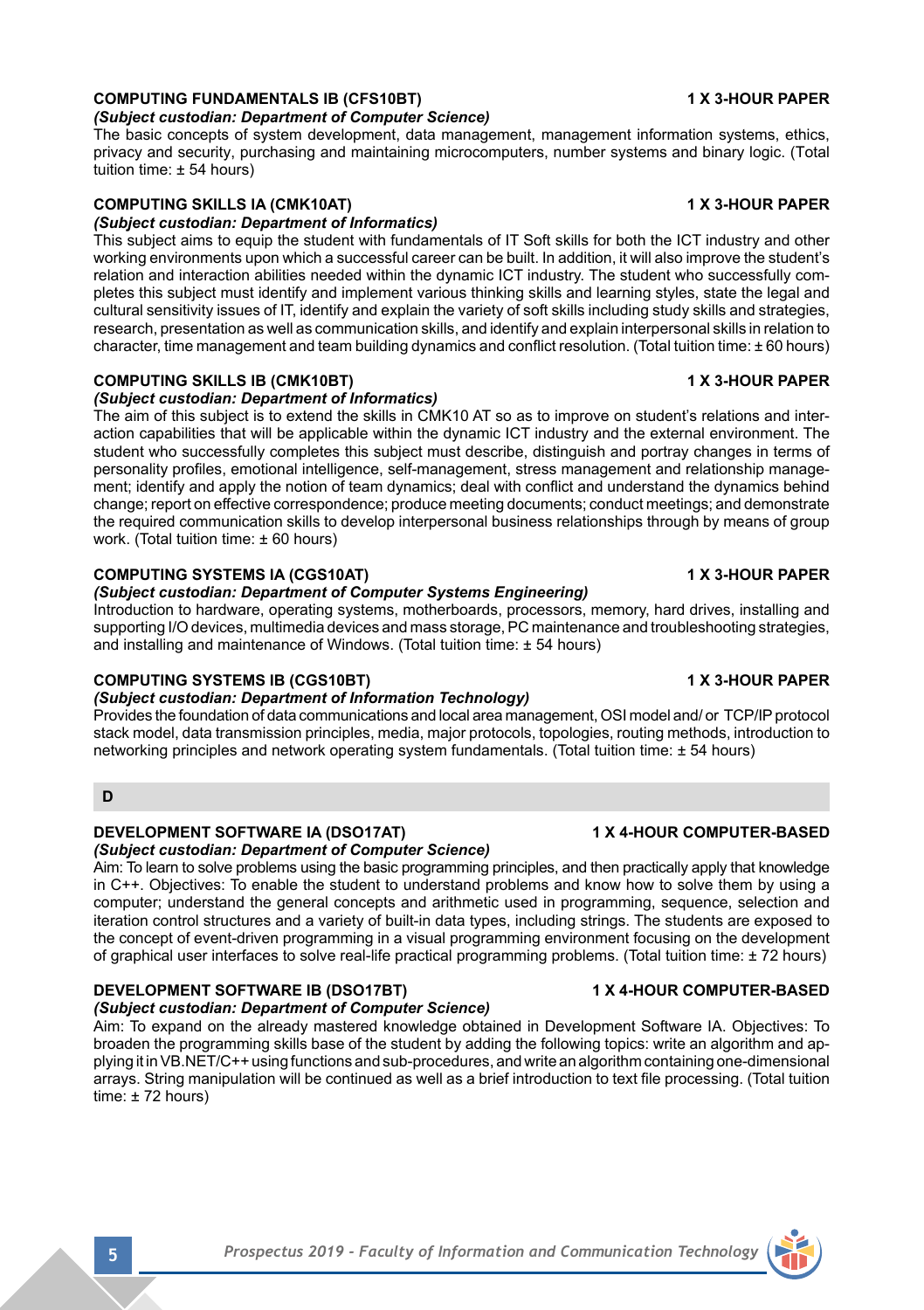### COMPUTING FUNDAMENTALS IB (CFS10BT) — 1 X 3-HOUR PAPER

*(Subject custodian: Department of Computer Science)*

The basic concepts of system development, data management, management information systems, ethics, privacy and security, purchasing and maintaining microcomputers, number systems and binary logic. (Total tuition time: ± 54 hours)

### COMPUTING SKILLS IA (CMK10AT) — 1 X 3-HOUR PAPER

*(Subject custodian: Department of Informatics)*

This subject aims to equip the student with fundamentals of IT Soft skills for both the ICT industry and other working environments upon which a successful career can be built. In addition, it will also improve the student's relation and interaction abilities needed within the dynamic ICT industry. The student who successfully completes this subject must identify and implement various thinking skills and learning styles, state the legal and cultural sensitivity issues of IT, identify and explain the variety of soft skills including study skills and strategies, research, presentation as well as communication skills, and identify and explain interpersonal skills in relation to character, time management and team building dynamics and conflict resolution. (Total tuition time: ± 60 hours)

### COMPUTING SKILLS IB (CMK10BT) — 1 X 3-HOUR PAPER

*(Subject custodian: Department of Informatics)*

The aim of this subject is to extend the skills in CMK10 AT so as to improve on student's relations and interaction capabilities that will be applicable within the dynamic ICT industry and the external environment. The student who successfully completes this subject must describe, distinguish and portray changes in terms of personality profiles, emotional intelligence, self-management, stress management and relationship management; identify and apply the notion of team dynamics; deal with conflict and understand the dynamics behind change; report on effective correspondence; produce meeting documents; conduct meetings; and demonstrate the required communication skills to develop interpersonal business relationships through by means of group work. (Total tuition time: ± 60 hours)

### COMPUTING SYSTEMS IA (CGS10AT) — 1 X 3-HOUR PAPER

*(Subject custodian: Department of Computer Systems Engineering)*

Introduction to hardware, operating systems, motherboards, processors, memory, hard drives, installing and supporting I/O devices, multimedia devices and mass storage, PC maintenance and troubleshooting strategies, and installing and maintenance of Windows. (Total tuition time: ± 54 hours)

### COMPUTING SYSTEMS IB (CGS10BT) — 1 X 3-HOUR PAPER

*(Subject custodian: Department of Information Technology)*

Provides the foundation of data communications and local area management, OSI model and/ or TCP/IP protocol stack model, data transmission principles, media, major protocols, topologies, routing methods, introduction to networking principles and network operating system fundamentals. (Total tuition time: ± 54 hours)

## D

### DEVELOPMENT SOFTWARE IA (DSO17AT) — 1 X 4-HOUR COMPUTER-BASED

*(Subject custodian: Department of Computer Science)*

Aim: To learn to solve problems using the basic programming principles, and then practically apply that knowledge in C++. Objectives: To enable the student to understand problems and know how to solve them by using a computer; understand the general concepts and arithmetic used in programming, sequence, selection and iteration control structures and a variety of built-in data types, including strings. The students are exposed to the concept of event-driven programming in a visual programming environment focusing on the development of graphical user interfaces to solve real-life practical programming problems. (Total tuition time: ± 72 hours)

### DEVELOPMENT SOFTWARE IB (DSO17BT) — 1 X 4-HOUR COMPUTER-BASED

*(Subject custodian: Department of Computer Science)*

Aim: To expand on the already mastered knowledge obtained in Development Software IA. Objectives: To broaden the programming skills base of the student by adding the following topics: write an algorithm and applying it in VB.NET/C++ using functions and sub-procedures, and write an algorithm containing one-dimensional arrays. String manipulation will be continued as well as a brief introduction to text file processing. (Total tuition time: ± 72 hours)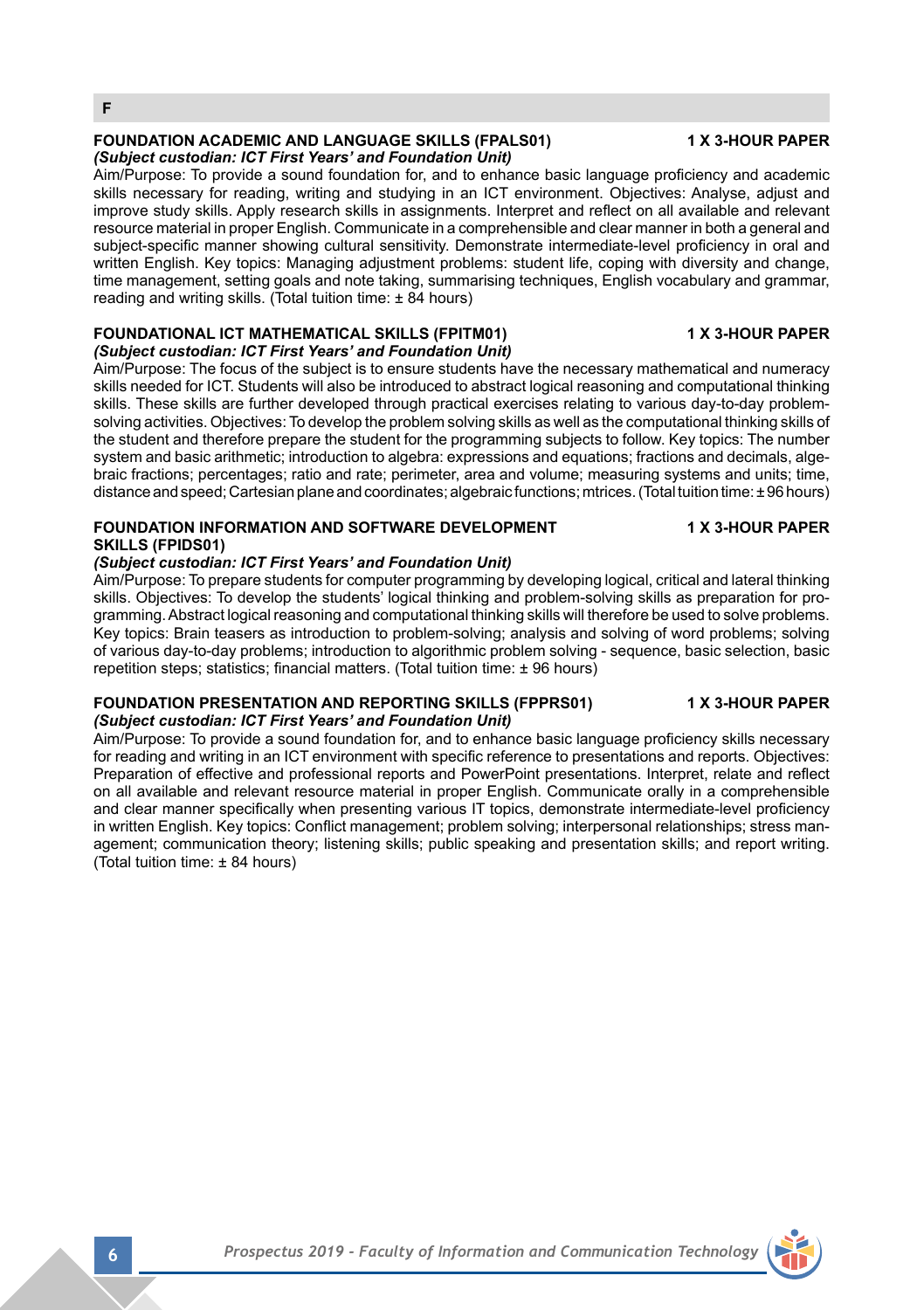## F

### FOUNDATION ACADEMIC AND LANGUAGE SKILLS (FPALS01) — 1 X 3-HOUR PAPER

***(Subject custodian: ICT First Years' and Foundation Unit)***

Aim/Purpose: To provide a sound foundation for, and to enhance basic language proficiency and academic skills necessary for reading, writing and studying in an ICT environment. Objectives: Analyse, adjust and improve study skills. Apply research skills in assignments. Interpret and reflect on all available and relevant resource material in proper English. Communicate in a comprehensible and clear manner in both a general and subject-specific manner showing cultural sensitivity. Demonstrate intermediate-level proficiency in oral and written English. Key topics: Managing adjustment problems: student life, coping with diversity and change, time management, setting goals and note taking, summarising techniques, English vocabulary and grammar, reading and writing skills. (Total tuition time: ± 84 hours)

### FOUNDATIONAL ICT MATHEMATICAL SKILLS (FPITM01) — 1 X 3-HOUR PAPER

***(Subject custodian: ICT First Years' and Foundation Unit)***

Aim/Purpose: The focus of the subject is to ensure students have the necessary mathematical and numeracy skills needed for ICT. Students will also be introduced to abstract logical reasoning and computational thinking skills. These skills are further developed through practical exercises relating to various day-to-day problem-solving activities. Objectives: To develop the problem solving skills as well as the computational thinking skills of the student and therefore prepare the student for the programming subjects to follow. Key topics: The number system and basic arithmetic; introduction to algebra: expressions and equations; fractions and decimals, algebraic fractions; percentages; ratio and rate; perimeter, area and volume; measuring systems and units; time, distance and speed; Cartesian plane and coordinates; algebraic functions; mtrices. (Total tuition time: ± 96 hours)

### FOUNDATION INFORMATION AND SOFTWARE DEVELOPMENT SKILLS (FPIDS01) — 1 X 3-HOUR PAPER

***(Subject custodian: ICT First Years' and Foundation Unit)***

Aim/Purpose: To prepare students for computer programming by developing logical, critical and lateral thinking skills. Objectives: To develop the students' logical thinking and problem-solving skills as preparation for programming. Abstract logical reasoning and computational thinking skills will therefore be used to solve problems. Key topics: Brain teasers as introduction to problem-solving; analysis and solving of word problems; solving of various day-to-day problems; introduction to algorithmic problem solving - sequence, basic selection, basic repetition steps; statistics; financial matters. (Total tuition time: ± 96 hours)

### FOUNDATION PRESENTATION AND REPORTING SKILLS (FPPRS01) — 1 X 3-HOUR PAPER

***(Subject custodian: ICT First Years' and Foundation Unit)***

Aim/Purpose: To provide a sound foundation for, and to enhance basic language proficiency skills necessary for reading and writing in an ICT environment with specific reference to presentations and reports. Objectives: Preparation of effective and professional reports and PowerPoint presentations. Interpret, relate and reflect on all available and relevant resource material in proper English. Communicate orally in a comprehensible and clear manner specifically when presenting various IT topics, demonstrate intermediate-level proficiency in written English. Key topics: Conflict management; problem solving; interpersonal relationships; stress management; communication theory; listening skills; public speaking and presentation skills; and report writing. (Total tuition time: ± 84 hours)